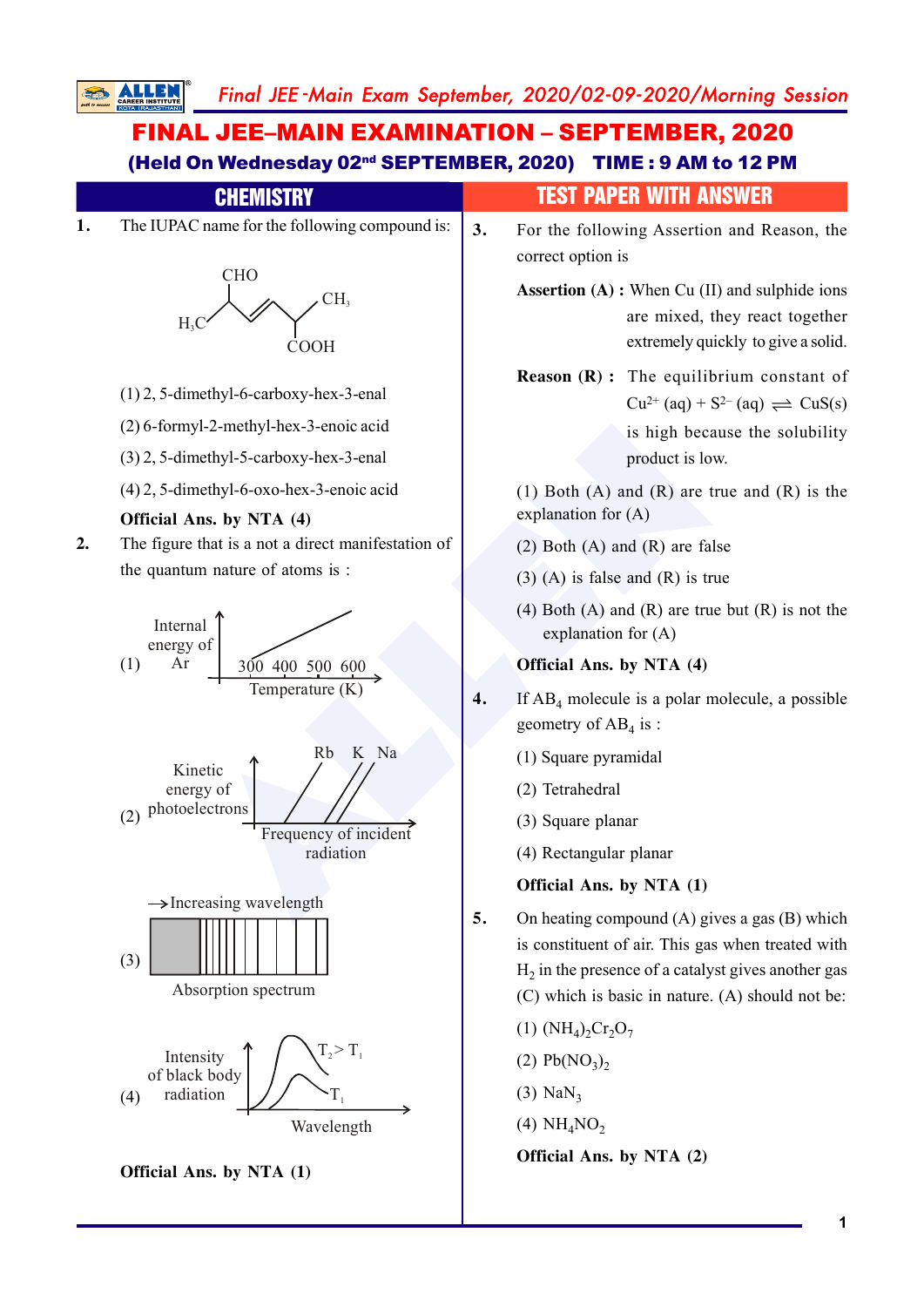# FINAL JEE–MAIN EXAMINATION – SEPTEMBER, 2020

**(Held On Wednesday 02nd SEPTEMBER, 2020) TIME : 9 AM to 12 PM**

## CHEMISTRY — TEST PAPER WITH ANSWER

**1.** The IUPAC name for the following compound is:

CHO, $CH_3$, $H_3C$, COOH

(1) 2, 5-dimethyl-6-carboxy-hex-3-enal

(2) 6-formyl-2-methyl-hex-3-enoic acid

(3) 2, 5-dimethyl-5-carboxy-hex-3-enal

(4) 2, 5-dimethyl-6-oxo-hex-3-enoic acid

**Official Ans. by NTA (4)**

**2.** The figure that is a not a direct manifestation of the quantum nature of atoms is :

(1) Internal energy of Ar vs Temperature (K) (300, 400, 500, 600)

(2) Kinetic energy of photoelectrons vs Frequency of incident radiation (Rb, K, Na)

(3) → Increasing wavelength; Absorption spectrum

(4) Intensity of black body radiation vs Wavelength ($T_2 > T_1$, $T_1$)

**Official Ans. by NTA (1)**

**3.** For the following Assertion and Reason, the correct option is

**Assertion (A) :** When Cu (II) and sulphide ions are mixed, they react together extremely quickly to give a solid.

**Reason (R) :** The equilibrium constant of $Cu^{2+}(aq) + S^{2-}(aq) \rightleftharpoons CuS(s)$ is high because the solubility product is low.

(1) Both (A) and (R) are true and (R) is the explanation for (A)

(2) Both (A) and (R) are false

(3) (A) is false and (R) is true

(4) Both (A) and (R) are true but (R) is not the explanation for (A)

**Official Ans. by NTA (4)**

**4.** If $AB_4$ molecule is a polar molecule, a possible geometry of $AB_4$ is :

(1) Square pyramidal

(2) Tetrahedral

(3) Square planar

(4) Rectangular planar

**Official Ans. by NTA (1)**

**5.** On heating compound (A) gives a gas (B) which is constituent of air. This gas when treated with $H_2$ in the presence of a catalyst gives another gas (C) which is basic in nature. (A) should not be:

(1) $(NH_4)_2Cr_2O_7$

(2) $Pb(NO_3)_2$

(3) $NaN_3$

(4) $NH_4NO_2$

**Official Ans. by NTA (2)**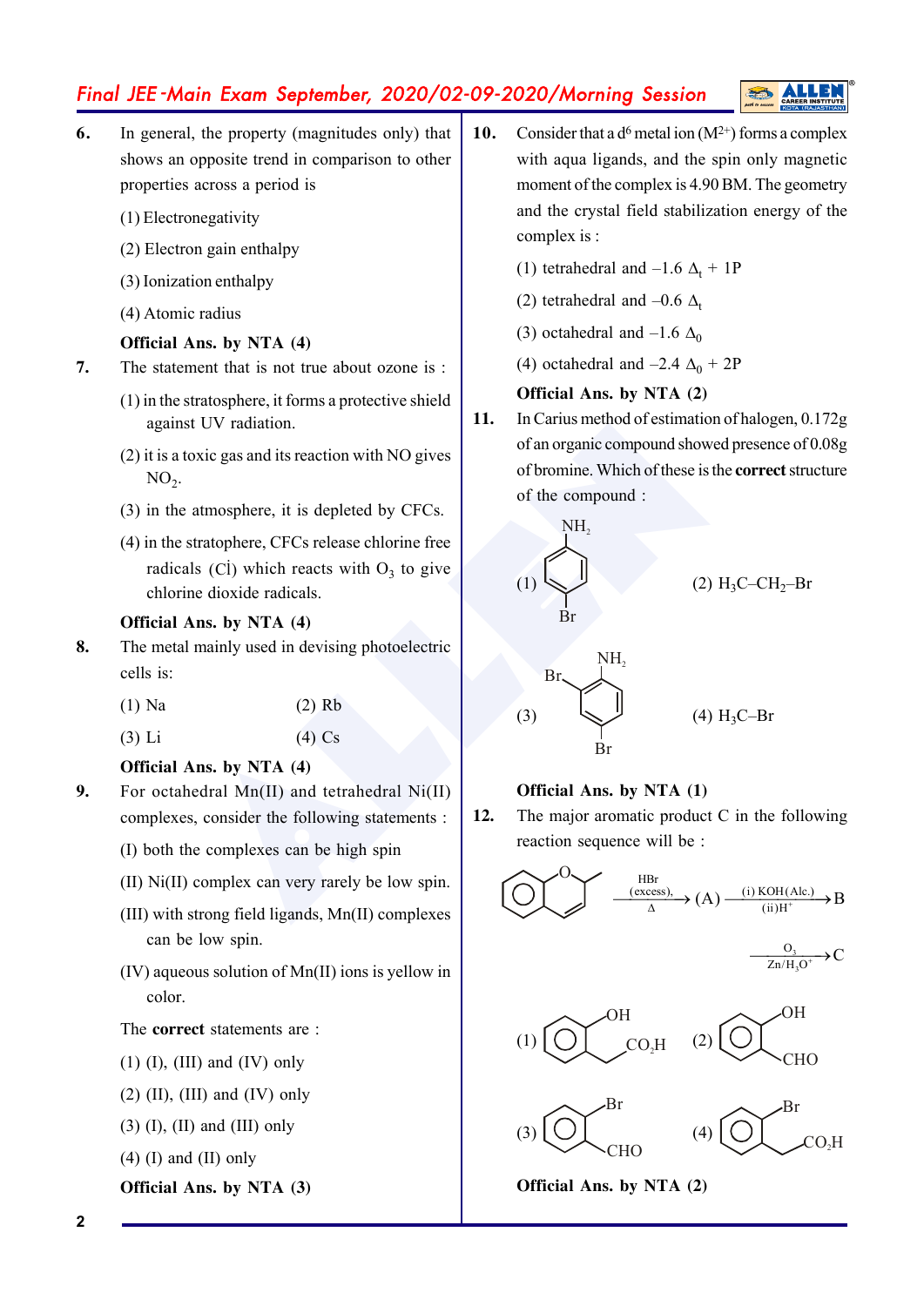6. In general, the property (magnitudes only) that shows an opposite trend in comparison to other properties across a period is

(1) Electronegativity

(2) Electron gain enthalpy

(3) Ionization enthalpy

(4) Atomic radius

**Official Ans. by NTA (4)**

7. The statement that is not true about ozone is :

(1) in the stratosphere, it forms a protective shield against UV radiation.

(2) it is a toxic gas and its reaction with NO gives $NO_2$.

(3) in the atmosphere, it is depleted by CFCs.

(4) in the stratophere, CFCs release chlorine free radicals ($\dot{Cl}$) which reacts with $O_3$ to give chlorine dioxide radicals.

**Official Ans. by NTA (4)**

8. The metal mainly used in devising photoelectric cells is:

(1) Na (2) Rb

(3) Li (4) Cs

**Official Ans. by NTA (4)**

9. For octahedral Mn(II) and tetrahedral Ni(II) complexes, consider the following statements :

(I) both the complexes can be high spin

(II) Ni(II) complex can very rarely be low spin.

(III) with strong field ligands, Mn(II) complexes can be low spin.

(IV) aqueous solution of Mn(II) ions is yellow in color.

The **correct** statements are :

(1) (I), (III) and (IV) only

(2) (II), (III) and (IV) only

(3) (I), (II) and (III) only

(4) (I) and (II) only

**Official Ans. by NTA (3)**

10. Consider that a $d^6$ metal ion ($M^{2+}$) forms a complex with aqua ligands, and the spin only magnetic moment of the complex is 4.90 BM. The geometry and the crystal field stabilization energy of the complex is :

(1) tetrahedral and $-1.6\ \Delta_t + 1P$

(2) tetrahedral and $-0.6\ \Delta_t$

(3) octahedral and $-1.6\ \Delta_0$

(4) octahedral and $-2.4\ \Delta_0 + 2P$

**Official Ans. by NTA (2)**

11. In Carius method of estimation of halogen, 0.172g of an organic compound showed presence of 0.08g of bromine. Which of these is the **correct** structure of the compound :

(1) p-bromoaniline (benzene ring with $NH_2$ and Br para) (2) $H_3C–CH_2–Br$

(3) 2,4-dibromoaniline (benzene ring with $NH_2$, Br ortho and Br para) (4) $H_3C–Br$

**Official Ans. by NTA (1)**

12. The major aromatic product C in the following reaction sequence will be :

2H-chromene $\xrightarrow[\Delta]{\text{HBr (excess)}}$ (A) $\xrightarrow[\text{(ii)} H^+]{\text{(i) KOH(Alc.)}}$ B $\xrightarrow[Zn/H_3O^+]{O_3}$ C

(1) benzene ring with OH and $CH_2CO_2H$ (ortho)

(2) benzene ring with OH and CHO (ortho)

(3) benzene ring with Br and CHO (ortho)

(4) benzene ring with Br and $CH_2CO_2H$ (ortho)

**Official Ans. by NTA (2)**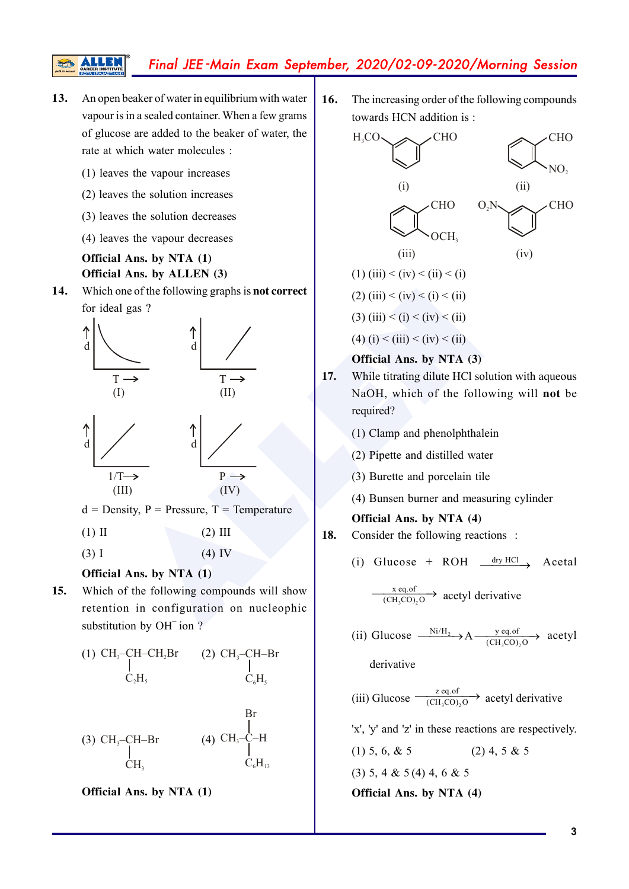**13.** An open beaker of water in equilibrium with water vapour is in a sealed container. When a few grams of glucose are added to the beaker of water, the rate at which water molecules :

(1) leaves the vapour increases

(2) leaves the solution increases

(3) leaves the solution decreases

(4) leaves the vapour decreases

**Official Ans. by NTA (1)**
**Official Ans. by ALLEN (3)**

**14.** Which one of the following graphs is **not correct** for ideal gas ?

(I) d vs T → (II) d vs T → (III) d vs 1/T → (IV) d vs P →

d = Density, P = Pressure, T = Temperature

(1) II &nbsp;&nbsp;&nbsp;&nbsp; (2) III

(3) I &nbsp;&nbsp;&nbsp;&nbsp; (4) IV

**Official Ans. by NTA (1)**

**15.** Which of the following compounds will show retention in configuration on nucleophic substitution by $OH^-$ ion ?

(1) $CH_3-CH(C_2H_5)-CH_2Br$ &nbsp;&nbsp;&nbsp;&nbsp; (2) $CH_3-CH(C_6H_5)-Br$

(3) $CH_3-CH(CH_3)-Br$ &nbsp;&nbsp;&nbsp;&nbsp; (4) $CH_3-C(Br)(H)-C_6H_{13}$

**Official Ans. by NTA (1)**

**16.** The increasing order of the following compounds towards HCN addition is :

(i) $H_3CO-C_6H_4-CHO$ (para) &nbsp;&nbsp;&nbsp;&nbsp; (ii) $C_6H_4(CHO)(NO_2)$ (ortho)

(iii) $C_6H_4(CHO)(OCH_3)$ (ortho) &nbsp;&nbsp;&nbsp;&nbsp; (iv) $O_2N-C_6H_4-CHO$ (para)

(1) (iii) < (iv) < (ii) < (i)

(2) (iii) < (iv) < (i) < (ii)

(3) (iii) < (i) < (iv) < (ii)

(4) (i) < (iii) < (iv) < (ii)

**Official Ans. by NTA (3)**

**17.** While titrating dilute HCl solution with aqueous NaOH, which of the following will **not** be required?

(1) Clamp and phenolphthalein

(2) Pipette and distilled water

(3) Burette and porcelain tile

(4) Bunsen burner and measuring cylinder

**Official Ans. by NTA (4)**

**18.** Consider the following reactions :

(i) Glucose + ROH $\xrightarrow{\text{dry HCl}}$ Acetal $\xrightarrow[(CH_3CO)_2O]{\text{x eq.of}}$ acetyl derivative

(ii) Glucose $\xrightarrow{Ni/H_2}$ A $\xrightarrow[(CH_3CO)_2O]{\text{y eq.of}}$ acetyl derivative

(iii) Glucose $\xrightarrow[(CH_3CO)_2O]{\text{z eq.of}}$ acetyl derivative

'x', 'y' and 'z' in these reactions are respectively.

(1) 5, 6, & 5 &nbsp;&nbsp;&nbsp;&nbsp; (2) 4, 5 & 5

(3) 5, 4 & 5 &nbsp;&nbsp;&nbsp;&nbsp; (4) 4, 6 & 5

**Official Ans. by NTA (4)**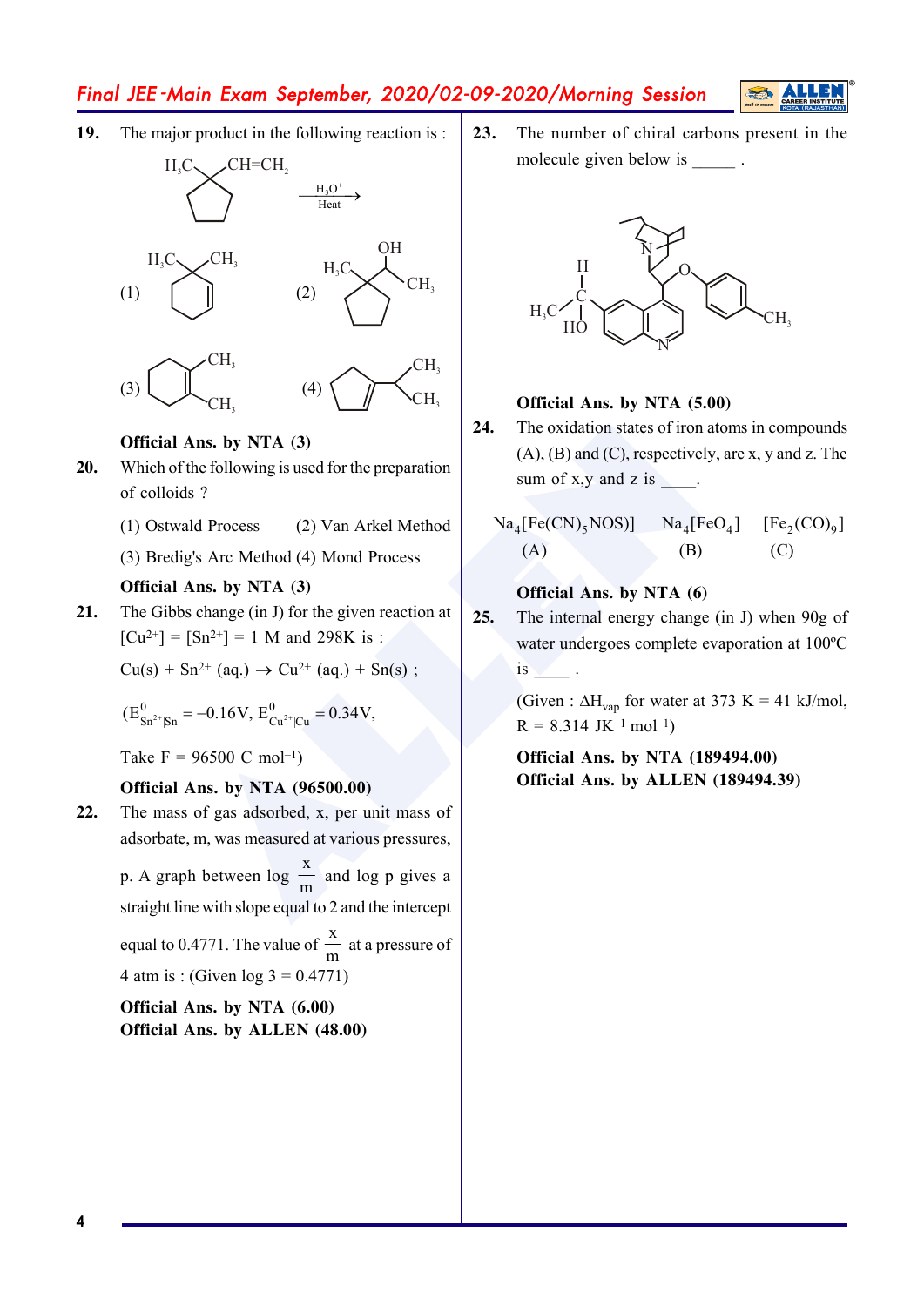**19.** The major product in the following reaction is :

$H_3C$ , $CH=CH_2$ (on cyclopentane) $\xrightarrow[\text{Heat}]{H_3O^+}$

(1) $H_3C$, $CH_3$ (cyclohexene)

(2) $H_3C$, OH, $CH_3$ (cyclopentane)

(3) $CH_3$, $CH_3$ (cyclohexene)

(4) $CH_3$, $CH_3$ (cyclopentene)

**Official Ans. by NTA (3)**

**20.** Which of the following is used for the preparation of colloids ?

(1) Ostwald Process (2) Van Arkel Method

(3) Bredig's Arc Method (4) Mond Process

**Official Ans. by NTA (3)**

**21.** The Gibbs change (in J) for the given reaction at $[Cu^{2+}] = [Sn^{2+}] = 1$ M and 298K is :

$Cu(s) + Sn^{2+}(aq.) \rightarrow Cu^{2+}(aq.) + Sn(s)$ ;

$(E^0_{Sn^{2+}|Sn} = -0.16V, E^0_{Cu^{2+}|Cu} = 0.34V,$

Take $F = 96500$ C mol$^{-1}$)

**Official Ans. by NTA (96500.00)**

**22.** The mass of gas adsorbed, x, per unit mass of adsorbate, m, was measured at various pressures, p. A graph between log $\frac{x}{m}$ and log p gives a straight line with slope equal to 2 and the intercept equal to 0.4771. The value of $\frac{x}{m}$ at a pressure of 4 atm is : (Given log 3 = 0.4771)

**Official Ans. by NTA (6.00)**
**Official Ans. by ALLEN (48.00)**

**23.** The number of chiral carbons present in the molecule given below is _____ .

**Official Ans. by NTA (5.00)**

**24.** The oxidation states of iron atoms in compounds (A), (B) and (C), respectively, are x, y and z. The sum of x,y and z is ____.

| | | |
|---|---|---|
| $Na_4[Fe(CN)_5NOS)]$ | $Na_4[FeO_4]$ | $[Fe_2(CO)_9]$ |
| (A) | (B) | (C) |

**Official Ans. by NTA (6)**

**25.** The internal energy change (in J) when 90g of water undergoes complete evaporation at 100ºC is ____ .

(Given : $\Delta H_{vap}$ for water at 373 K = 41 kJ/mol, R = 8.314 JK$^{-1}$ mol$^{-1}$)

**Official Ans. by NTA (189494.00)**
**Official Ans. by ALLEN (189494.39)**